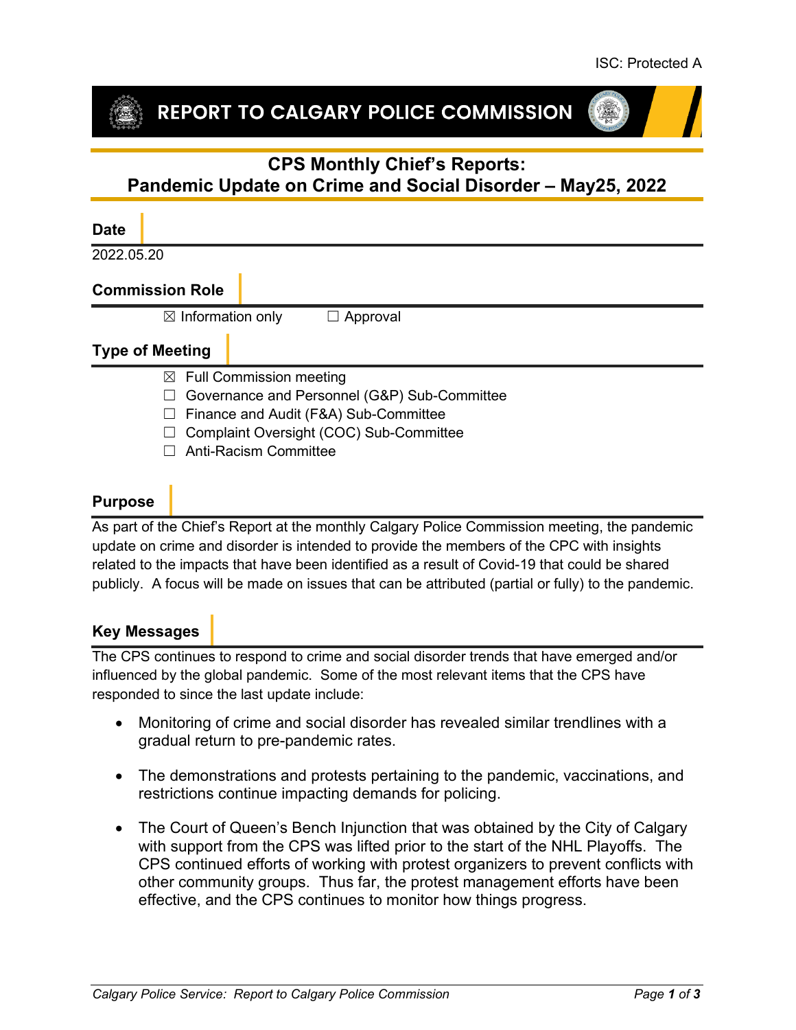ISC: Protected A

# REPORT TO CALGARY POLICE COMMISSION

## CPS Monthly Chief's Reports: Pandemic Update on Crime and Social Disorder – May25, 2022

### Date

2022.05.20

### Commission Role

☒ Information only ☐ Approval

### Type of Meeting

☒ Full Commission meeting
☐ Governance and Personnel (G&P) Sub-Committee
☐ Finance and Audit (F&A) Sub-Committee
☐ Complaint Oversight (COC) Sub-Committee
☐ Anti-Racism Committee

### Purpose

As part of the Chief's Report at the monthly Calgary Police Commission meeting, the pandemic update on crime and disorder is intended to provide the members of the CPC with insights related to the impacts that have been identified as a result of Covid-19 that could be shared publicly. A focus will be made on issues that can be attributed (partial or fully) to the pandemic.

### Key Messages

The CPS continues to respond to crime and social disorder trends that have emerged and/or influenced by the global pandemic. Some of the most relevant items that the CPS have responded to since the last update include:

- Monitoring of crime and social disorder has revealed similar trendlines with a gradual return to pre-pandemic rates.
- The demonstrations and protests pertaining to the pandemic, vaccinations, and restrictions continue impacting demands for policing.
- The Court of Queen's Bench Injunction that was obtained by the City of Calgary with support from the CPS was lifted prior to the start of the NHL Playoffs. The CPS continued efforts of working with protest organizers to prevent conflicts with other community groups. Thus far, the protest management efforts have been effective, and the CPS continues to monitor how things progress.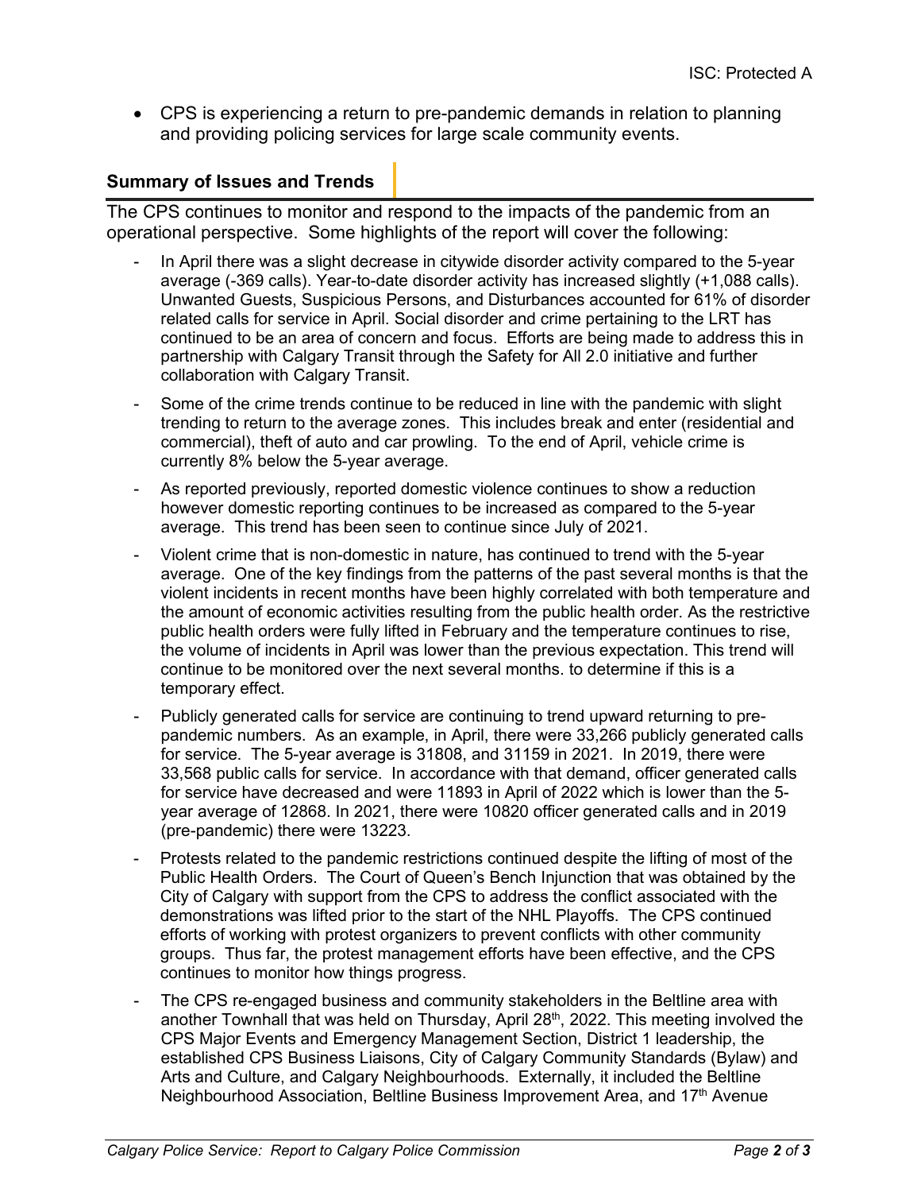- CPS is experiencing a return to pre-pandemic demands in relation to planning and providing policing services for large scale community events.

## Summary of Issues and Trends

The CPS continues to monitor and respond to the impacts of the pandemic from an operational perspective. Some highlights of the report will cover the following:

- In April there was a slight decrease in citywide disorder activity compared to the 5-year average (-369 calls). Year-to-date disorder activity has increased slightly (+1,088 calls). Unwanted Guests, Suspicious Persons, and Disturbances accounted for 61% of disorder related calls for service in April. Social disorder and crime pertaining to the LRT has continued to be an area of concern and focus. Efforts are being made to address this in partnership with Calgary Transit through the Safety for All 2.0 initiative and further collaboration with Calgary Transit.
- Some of the crime trends continue to be reduced in line with the pandemic with slight trending to return to the average zones. This includes break and enter (residential and commercial), theft of auto and car prowling. To the end of April, vehicle crime is currently 8% below the 5-year average.
- As reported previously, reported domestic violence continues to show a reduction however domestic reporting continues to be increased as compared to the 5-year average. This trend has been seen to continue since July of 2021.
- Violent crime that is non-domestic in nature, has continued to trend with the 5-year average. One of the key findings from the patterns of the past several months is that the violent incidents in recent months have been highly correlated with both temperature and the amount of economic activities resulting from the public health order. As the restrictive public health orders were fully lifted in February and the temperature continues to rise, the volume of incidents in April was lower than the previous expectation. This trend will continue to be monitored over the next several months. to determine if this is a temporary effect.
- Publicly generated calls for service are continuing to trend upward returning to pre-pandemic numbers. As an example, in April, there were 33,266 publicly generated calls for service. The 5-year average is 31808, and 31159 in 2021. In 2019, there were 33,568 public calls for service. In accordance with that demand, officer generated calls for service have decreased and were 11893 in April of 2022 which is lower than the 5-year average of 12868. In 2021, there were 10820 officer generated calls and in 2019 (pre-pandemic) there were 13223.
- Protests related to the pandemic restrictions continued despite the lifting of most of the Public Health Orders. The Court of Queen's Bench Injunction that was obtained by the City of Calgary with support from the CPS to address the conflict associated with the demonstrations was lifted prior to the start of the NHL Playoffs. The CPS continued efforts of working with protest organizers to prevent conflicts with other community groups. Thus far, the protest management efforts have been effective, and the CPS continues to monitor how things progress.
- The CPS re-engaged business and community stakeholders in the Beltline area with another Townhall that was held on Thursday, April 28th, 2022. This meeting involved the CPS Major Events and Emergency Management Section, District 1 leadership, the established CPS Business Liaisons, City of Calgary Community Standards (Bylaw) and Arts and Culture, and Calgary Neighbourhoods. Externally, it included the Beltline Neighbourhood Association, Beltline Business Improvement Area, and 17th Avenue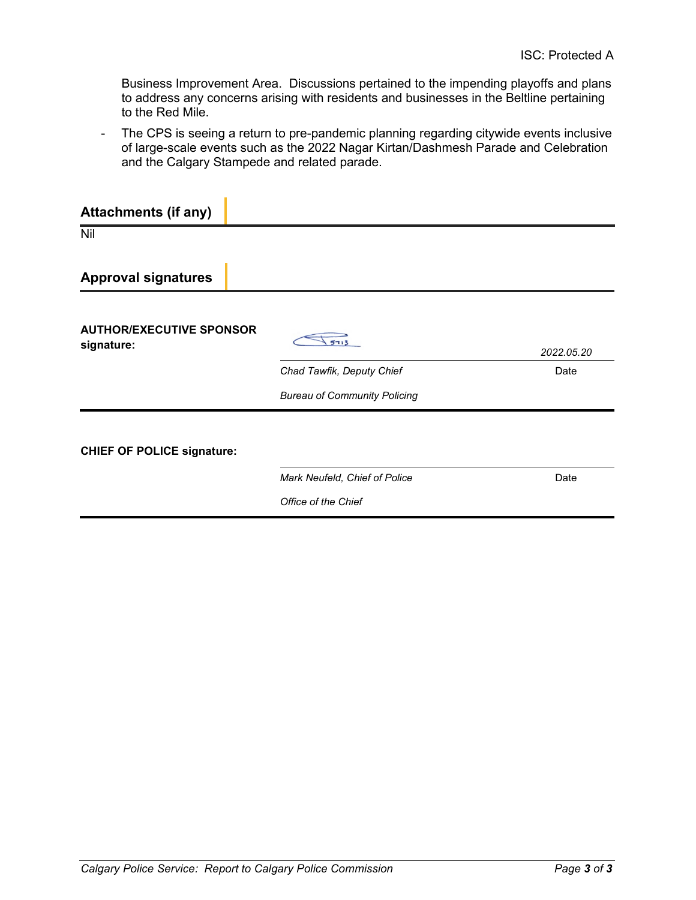Business Improvement Area. Discussions pertained to the impending playoffs and plans to address any concerns arising with residents and businesses in the Beltline pertaining to the Red Mile.

- The CPS is seeing a return to pre-pandemic planning regarding citywide events inclusive of large-scale events such as the 2022 Nagar Kirtan/Dashmesh Parade and Celebration and the Calgary Stampede and related parade.

## Attachments (if any)

Nil

## Approval signatures

**AUTHOR/EXECUTIVE SPONSOR signature:**

*2022.05.20*

*Chad Tawfik, Deputy Chief* — Date

*Bureau of Community Policing*

**CHIEF OF POLICE signature:**

*Mark Neufeld, Chief of Police* — Date

*Office of the Chief*